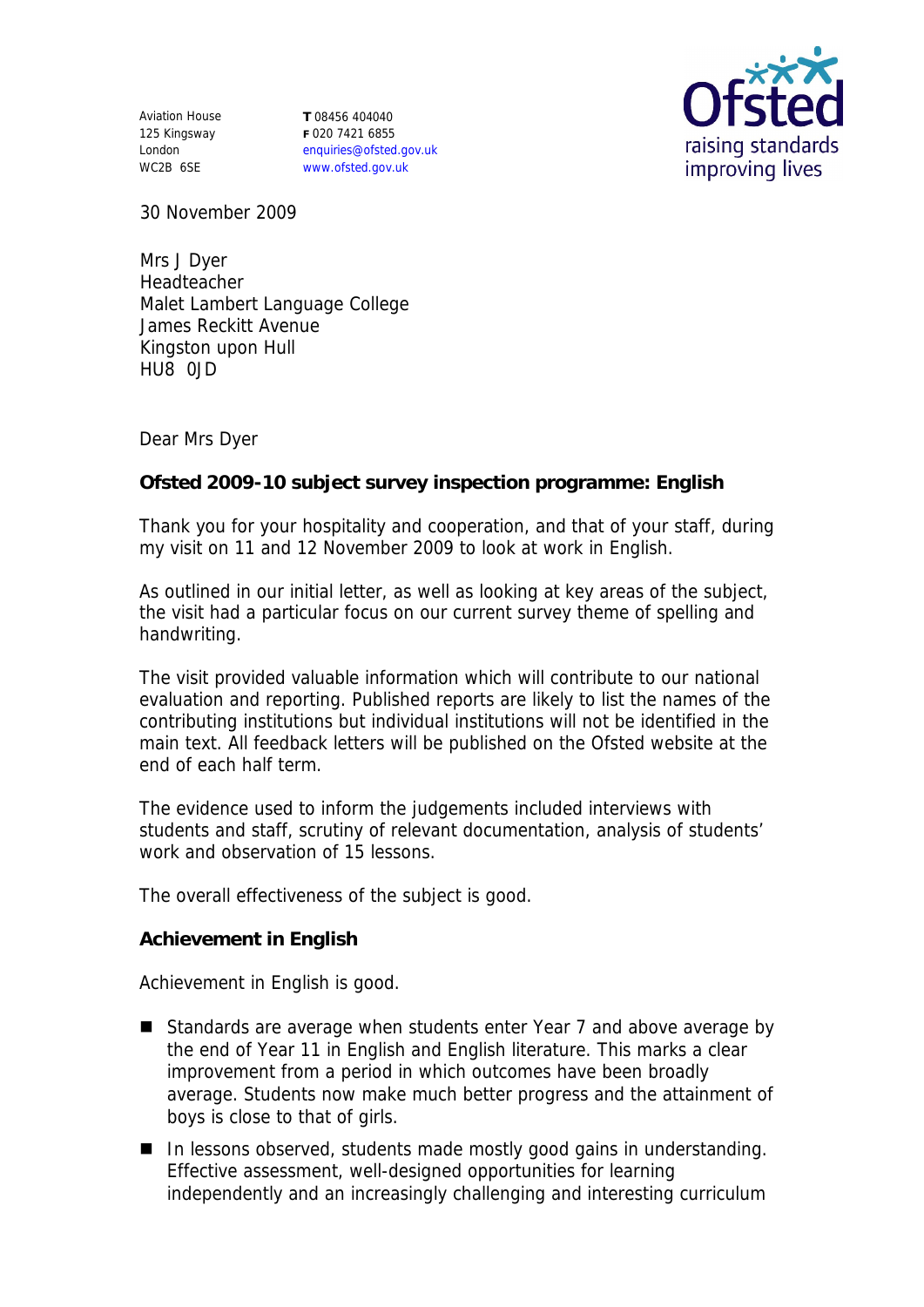Aviation House
125 Kingsway
London
WC2B 6SE

T 08456 404040
F 020 7421 6855
enquiries@ofsted.gov.uk
www.ofsted.gov.uk

30 November 2009

Mrs J Dyer
Headteacher
Malet Lambert Language College
James Reckitt Avenue
Kingston upon Hull
HU8 0JD

Dear Mrs Dyer

**Ofsted 2009-10 subject survey inspection programme: English**

Thank you for your hospitality and cooperation, and that of your staff, during my visit on 11 and 12 November 2009 to look at work in English.

As outlined in our initial letter, as well as looking at key areas of the subject, the visit had a particular focus on our current survey theme of spelling and handwriting.

The visit provided valuable information which will contribute to our national evaluation and reporting. Published reports are likely to list the names of the contributing institutions but individual institutions will not be identified in the main text. All feedback letters will be published on the Ofsted website at the end of each half term.

The evidence used to inform the judgements included interviews with students and staff, scrutiny of relevant documentation, analysis of students' work and observation of 15 lessons.

The overall effectiveness of the subject is good.

**Achievement in English**

Achievement in English is good.

- Standards are average when students enter Year 7 and above average by the end of Year 11 in English and English literature. This marks a clear improvement from a period in which outcomes have been broadly average. Students now make much better progress and the attainment of boys is close to that of girls.
- In lessons observed, students made mostly good gains in understanding. Effective assessment, well-designed opportunities for learning independently and an increasingly challenging and interesting curriculum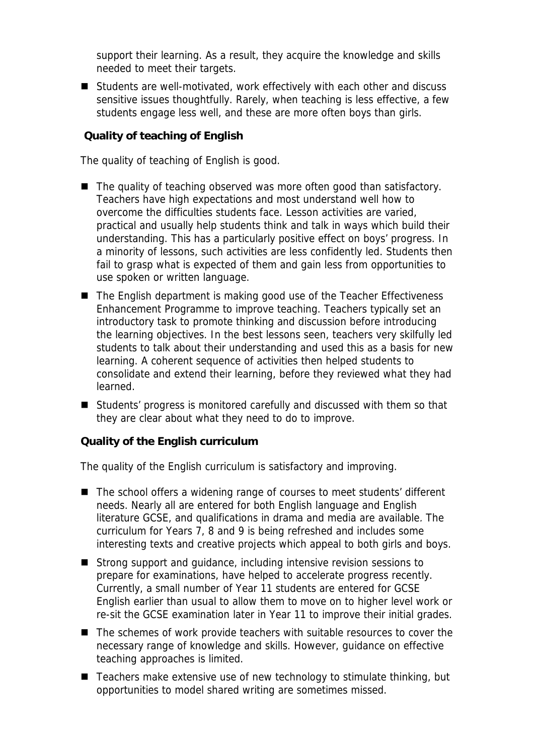support their learning. As a result, they acquire the knowledge and skills needed to meet their targets.

- Students are well-motivated, work effectively with each other and discuss sensitive issues thoughtfully. Rarely, when teaching is less effective, a few students engage less well, and these are more often boys than girls.

**Quality of teaching of English**

The quality of teaching of English is good.

- The quality of teaching observed was more often good than satisfactory. Teachers have high expectations and most understand well how to overcome the difficulties students face. Lesson activities are varied, practical and usually help students think and talk in ways which build their understanding. This has a particularly positive effect on boys' progress. In a minority of lessons, such activities are less confidently led. Students then fail to grasp what is expected of them and gain less from opportunities to use spoken or written language.
- The English department is making good use of the Teacher Effectiveness Enhancement Programme to improve teaching. Teachers typically set an introductory task to promote thinking and discussion before introducing the learning objectives. In the best lessons seen, teachers very skilfully led students to talk about their understanding and used this as a basis for new learning. A coherent sequence of activities then helped students to consolidate and extend their learning, before they reviewed what they had learned.
- Students' progress is monitored carefully and discussed with them so that they are clear about what they need to do to improve.

**Quality of the English curriculum**

The quality of the English curriculum is satisfactory and improving.

- The school offers a widening range of courses to meet students' different needs. Nearly all are entered for both English language and English literature GCSE, and qualifications in drama and media are available. The curriculum for Years 7, 8 and 9 is being refreshed and includes some interesting texts and creative projects which appeal to both girls and boys.
- Strong support and guidance, including intensive revision sessions to prepare for examinations, have helped to accelerate progress recently. Currently, a small number of Year 11 students are entered for GCSE English earlier than usual to allow them to move on to higher level work or re-sit the GCSE examination later in Year 11 to improve their initial grades.
- The schemes of work provide teachers with suitable resources to cover the necessary range of knowledge and skills. However, guidance on effective teaching approaches is limited.
- Teachers make extensive use of new technology to stimulate thinking, but opportunities to model shared writing are sometimes missed.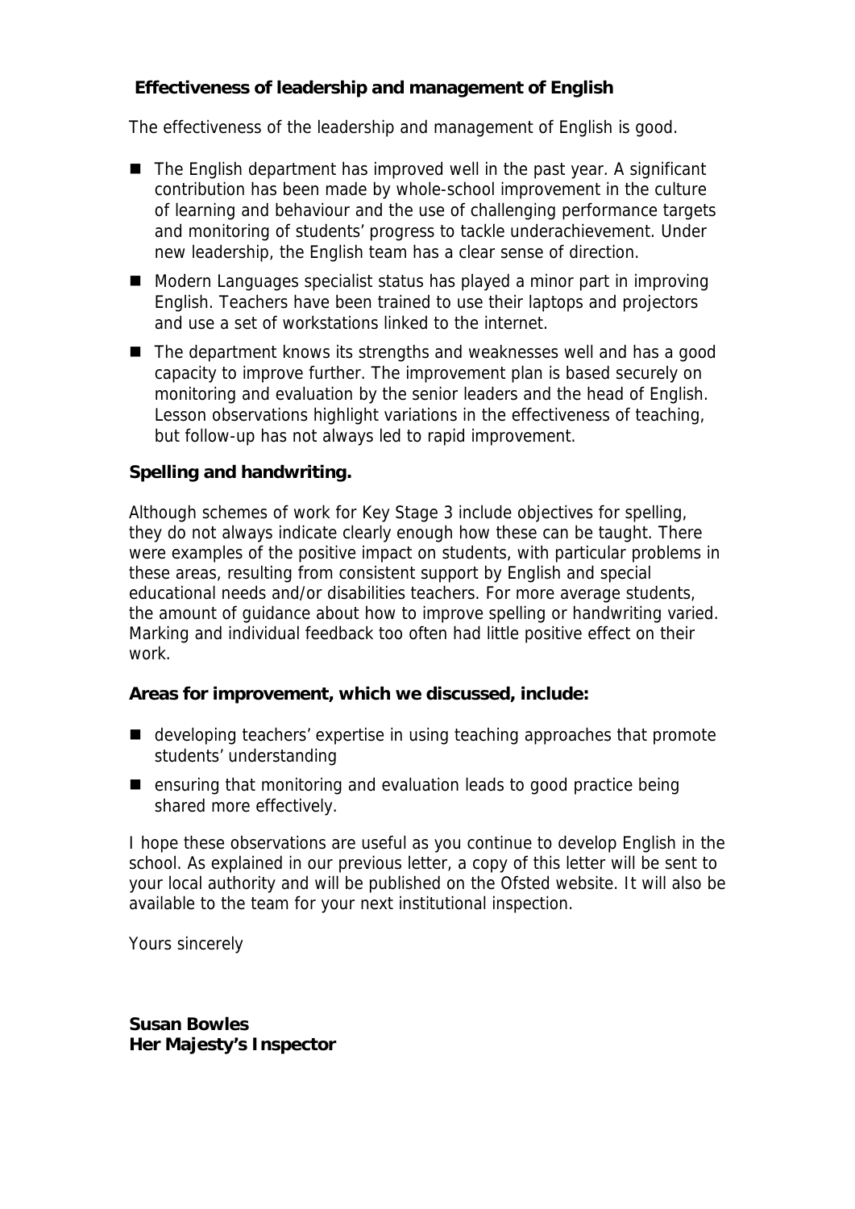**Effectiveness of leadership and management of English**

The effectiveness of the leadership and management of English is good.

- The English department has improved well in the past year. A significant contribution has been made by whole-school improvement in the culture of learning and behaviour and the use of challenging performance targets and monitoring of students' progress to tackle underachievement. Under new leadership, the English team has a clear sense of direction.
- Modern Languages specialist status has played a minor part in improving English. Teachers have been trained to use their laptops and projectors and use a set of workstations linked to the internet.
- The department knows its strengths and weaknesses well and has a good capacity to improve further. The improvement plan is based securely on monitoring and evaluation by the senior leaders and the head of English. Lesson observations highlight variations in the effectiveness of teaching, but follow-up has not always led to rapid improvement.

**Spelling and handwriting.**

Although schemes of work for Key Stage 3 include objectives for spelling, they do not always indicate clearly enough how these can be taught. There were examples of the positive impact on students, with particular problems in these areas, resulting from consistent support by English and special educational needs and/or disabilities teachers. For more average students, the amount of guidance about how to improve spelling or handwriting varied. Marking and individual feedback too often had little positive effect on their work.

**Areas for improvement, which we discussed, include:**

- developing teachers' expertise in using teaching approaches that promote students' understanding
- ensuring that monitoring and evaluation leads to good practice being shared more effectively.

I hope these observations are useful as you continue to develop English in the school. As explained in our previous letter, a copy of this letter will be sent to your local authority and will be published on the Ofsted website. It will also be available to the team for your next institutional inspection.

Yours sincerely

**Susan Bowles**
**Her Majesty's Inspector**